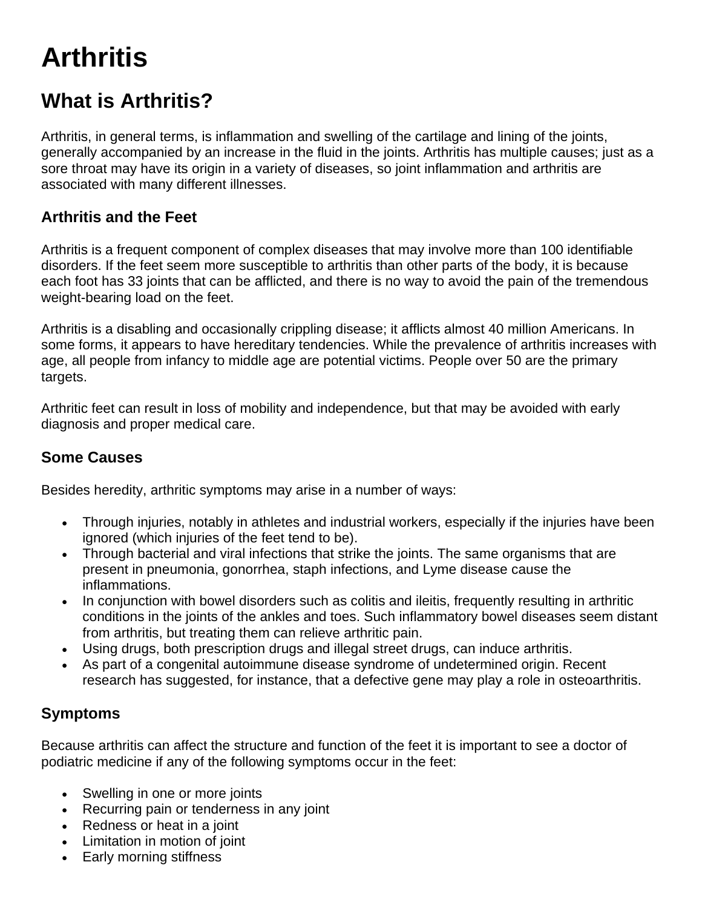# Arthritis

## What is Arthritis?

Arthritis, in general terms, is inflammation and swelling of the cartilage and lining of the joints, generally accompanied by an increase in the fluid in the joints. Arthritis has multiple causes; just as a sore throat may have its origin in a variety of diseases, so joint inflammation and arthritis are associated with many different illnesses.

### Arthritis and the Feet

Arthritis is a frequent component of complex diseases that may involve more than 100 identifiable disorders. If the feet seem more susceptible to arthritis than other parts of the body, it is because each foot has 33 joints that can be afflicted, and there is no way to avoid the pain of the tremendous weight-bearing load on the feet.

Arthritis is a disabling and occasionally crippling disease; it afflicts almost 40 million Americans. In some forms, it appears to have hereditary tendencies. While the prevalence of arthritis increases with age, all people from infancy to middle age are potential victims. People over 50 are the primary targets.

Arthritic feet can result in loss of mobility and independence, but that may be avoided with early diagnosis and proper medical care.

### Some Causes

Besides heredity, arthritic symptoms may arise in a number of ways:

- Through injuries, notably in athletes and industrial workers, especially if the injuries have been ignored (which injuries of the feet tend to be).
- Through bacterial and viral infections that strike the joints. The same organisms that are present in pneumonia, gonorrhea, staph infections, and Lyme disease cause the inflammations.
- In conjunction with bowel disorders such as colitis and ileitis, frequently resulting in arthritic conditions in the joints of the ankles and toes. Such inflammatory bowel diseases seem distant from arthritis, but treating them can relieve arthritic pain.
- Using drugs, both prescription drugs and illegal street drugs, can induce arthritis.
- As part of a congenital autoimmune disease syndrome of undetermined origin. Recent research has suggested, for instance, that a defective gene may play a role in osteoarthritis.

### Symptoms

Because arthritis can affect the structure and function of the feet it is important to see a doctor of podiatric medicine if any of the following symptoms occur in the feet:

- Swelling in one or more joints
- Recurring pain or tenderness in any joint
- Redness or heat in a joint
- Limitation in motion of joint
- Early morning stiffness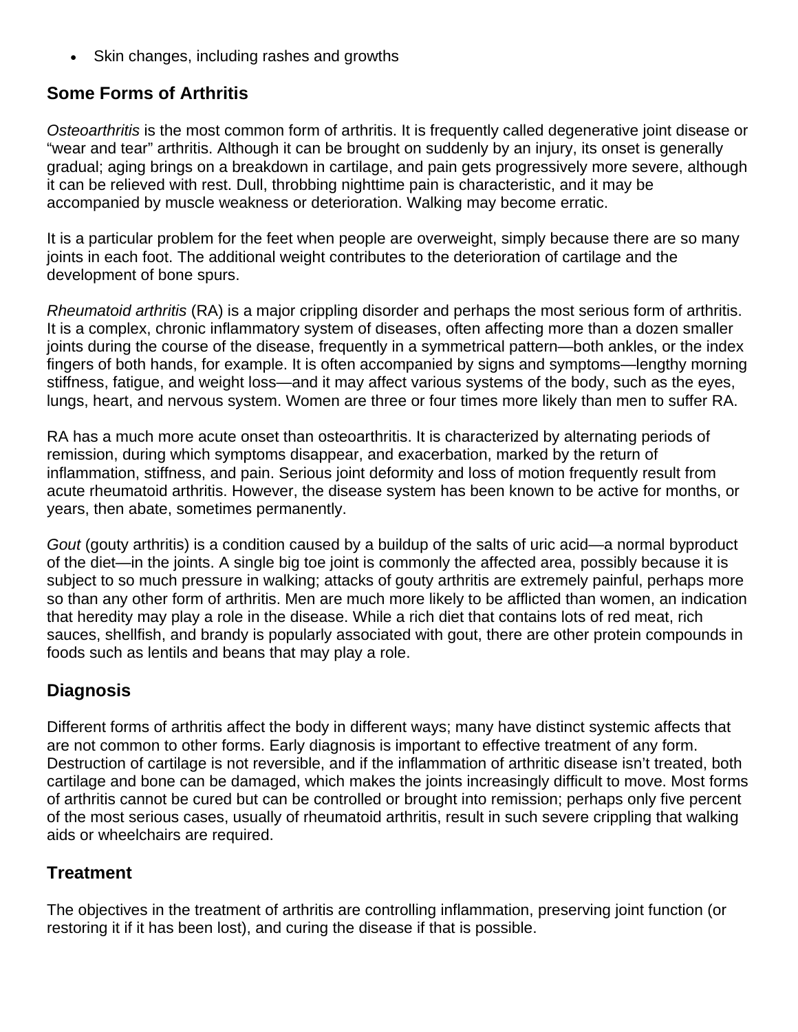- Skin changes, including rashes and growths

## Some Forms of Arthritis

*Osteoarthritis* is the most common form of arthritis. It is frequently called degenerative joint disease or “wear and tear” arthritis. Although it can be brought on suddenly by an injury, its onset is generally gradual; aging brings on a breakdown in cartilage, and pain gets progressively more severe, although it can be relieved with rest. Dull, throbbing nighttime pain is characteristic, and it may be accompanied by muscle weakness or deterioration. Walking may become erratic.

It is a particular problem for the feet when people are overweight, simply because there are so many joints in each foot. The additional weight contributes to the deterioration of cartilage and the development of bone spurs.

*Rheumatoid arthritis* (RA) is a major crippling disorder and perhaps the most serious form of arthritis. It is a complex, chronic inflammatory system of diseases, often affecting more than a dozen smaller joints during the course of the disease, frequently in a symmetrical pattern—both ankles, or the index fingers of both hands, for example. It is often accompanied by signs and symptoms—lengthy morning stiffness, fatigue, and weight loss—and it may affect various systems of the body, such as the eyes, lungs, heart, and nervous system. Women are three or four times more likely than men to suffer RA.

RA has a much more acute onset than osteoarthritis. It is characterized by alternating periods of remission, during which symptoms disappear, and exacerbation, marked by the return of inflammation, stiffness, and pain. Serious joint deformity and loss of motion frequently result from acute rheumatoid arthritis. However, the disease system has been known to be active for months, or years, then abate, sometimes permanently.

*Gout* (gouty arthritis) is a condition caused by a buildup of the salts of uric acid—a normal byproduct of the diet—in the joints. A single big toe joint is commonly the affected area, possibly because it is subject to so much pressure in walking; attacks of gouty arthritis are extremely painful, perhaps more so than any other form of arthritis. Men are much more likely to be afflicted than women, an indication that heredity may play a role in the disease. While a rich diet that contains lots of red meat, rich sauces, shellfish, and brandy is popularly associated with gout, there are other protein compounds in foods such as lentils and beans that may play a role.

## Diagnosis

Different forms of arthritis affect the body in different ways; many have distinct systemic affects that are not common to other forms. Early diagnosis is important to effective treatment of any form. Destruction of cartilage is not reversible, and if the inflammation of arthritic disease isn’t treated, both cartilage and bone can be damaged, which makes the joints increasingly difficult to move. Most forms of arthritis cannot be cured but can be controlled or brought into remission; perhaps only five percent of the most serious cases, usually of rheumatoid arthritis, result in such severe crippling that walking aids or wheelchairs are required.

## Treatment

The objectives in the treatment of arthritis are controlling inflammation, preserving joint function (or restoring it if it has been lost), and curing the disease if that is possible.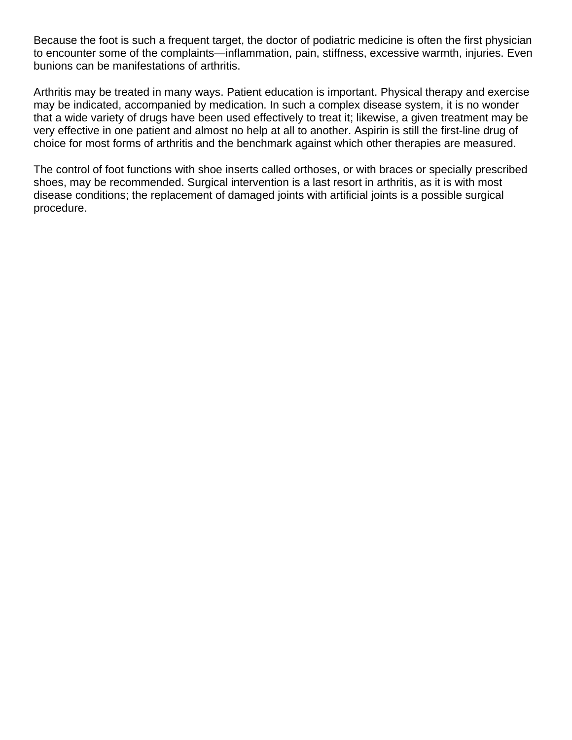Because the foot is such a frequent target, the doctor of podiatric medicine is often the first physician to encounter some of the complaints—inflammation, pain, stiffness, excessive warmth, injuries. Even bunions can be manifestations of arthritis.

Arthritis may be treated in many ways. Patient education is important. Physical therapy and exercise may be indicated, accompanied by medication. In such a complex disease system, it is no wonder that a wide variety of drugs have been used effectively to treat it; likewise, a given treatment may be very effective in one patient and almost no help at all to another. Aspirin is still the first-line drug of choice for most forms of arthritis and the benchmark against which other therapies are measured.

The control of foot functions with shoe inserts called orthoses, or with braces or specially prescribed shoes, may be recommended. Surgical intervention is a last resort in arthritis, as it is with most disease conditions; the replacement of damaged joints with artificial joints is a possible surgical procedure.